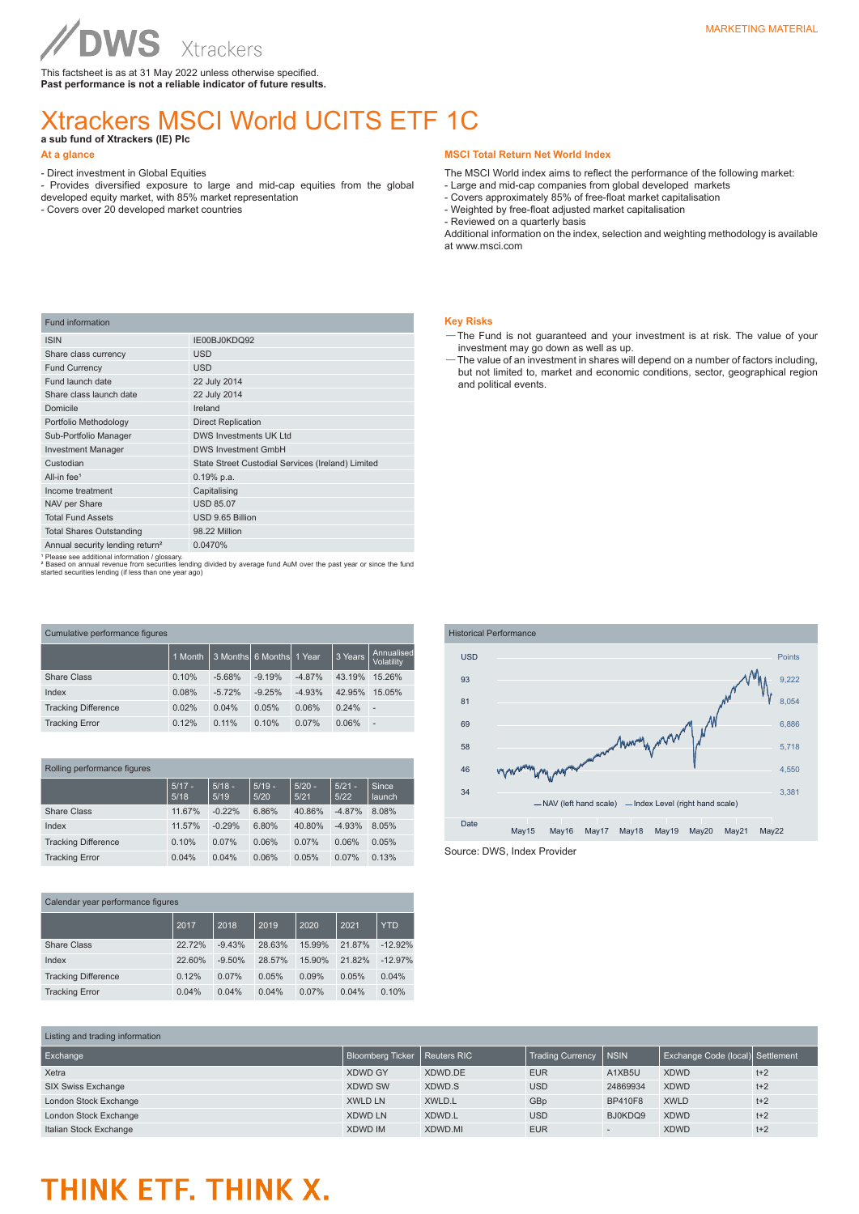DWS Xtrackers

MARKETING MATERIAL

This factsheet is as at 31 May 2022 unless otherwise specified.
**Past performance is not a reliable indicator of future results.**

# Xtrackers MSCI World UCITS ETF 1C

**a sub fund of Xtrackers (IE) Plc**

## At a glance

- Direct investment in Global Equities
- Provides diversified exposure to large and mid-cap equities from the global developed equity market, with 85% market representation
- Covers over 20 developed market countries

## MSCI Total Return Net World Index

The MSCI World index aims to reflect the performance of the following market:
- Large and mid-cap companies from global developed markets
- Covers approximately 85% of free-float market capitalisation
- Weighted by free-float adjusted market capitalisation
- Reviewed on a quarterly basis

Additional information on the index, selection and weighting methodology is available at www.msci.com

| Fund information | |
|---|---|
| ISIN | IE00BJ0KDQ92 |
| Share class currency | USD |
| Fund Currency | USD |
| Fund launch date | 22 July 2014 |
| Share class launch date | 22 July 2014 |
| Domicile | Ireland |
| Portfolio Methodology | Direct Replication |
| Sub-Portfolio Manager | DWS Investments UK Ltd |
| Investment Manager | DWS Investment GmbH |
| Custodian | State Street Custodial Services (Ireland) Limited |
| All-in fee[1] | 0.19% p.a. |
| Income treatment | Capitalising |
| NAV per Share | USD 85.07 |
| Total Fund Assets | USD 9.65 Billion |
| Total Shares Outstanding | 98.22 Million |
| Annual security lending return[2] | 0.0470% |

[1] Please see additional information / glossary.
[2] Based on annual revenue from securities lending divided by average fund AuM over the past year or since the fund started securities lending (if less than one year ago)

## Key Risks

- The Fund is not guaranteed and your investment is at risk. The value of your investment may go down as well as up.
- The value of an investment in shares will depend on a number of factors including, but not limited to, market and economic conditions, sector, geographical region and political events.

## Cumulative performance figures

| | 1 Month | 3 Months | 6 Months | 1 Year | 3 Years | Annualised Volatility |
|---|---|---|---|---|---|---|
| Share Class | 0.10% | -5.68% | -9.19% | -4.87% | 43.19% | 15.26% |
| Index | 0.08% | -5.72% | -9.25% | -4.93% | 42.95% | 15.05% |
| Tracking Difference | 0.02% | 0.04% | 0.05% | 0.06% | 0.24% | - |
| Tracking Error | 0.12% | 0.11% | 0.10% | 0.07% | 0.06% | - |

## Historical Performance

USD / Points

— NAV (left hand scale) — Index Level (right hand scale)

Source: DWS, Index Provider

## Rolling performance figures

| | 5/17 - 5/18 | 5/18 - 5/19 | 5/19 - 5/20 | 5/20 - 5/21 | 5/21 - 5/22 | Since launch |
|---|---|---|---|---|---|---|
| Share Class | 11.67% | -0.22% | 6.86% | 40.86% | -4.87% | 8.08% |
| Index | 11.57% | -0.29% | 6.80% | 40.80% | -4.93% | 8.05% |
| Tracking Difference | 0.10% | 0.07% | 0.06% | 0.07% | 0.06% | 0.05% |
| Tracking Error | 0.04% | 0.04% | 0.06% | 0.05% | 0.07% | 0.13% |

## Calendar year performance figures

| | 2017 | 2018 | 2019 | 2020 | 2021 | YTD |
|---|---|---|---|---|---|---|
| Share Class | 22.72% | -9.43% | 28.63% | 15.99% | 21.87% | -12.92% |
| Index | 22.60% | -9.50% | 28.57% | 15.90% | 21.82% | -12.97% |
| Tracking Difference | 0.12% | 0.07% | 0.05% | 0.09% | 0.05% | 0.04% |
| Tracking Error | 0.04% | 0.04% | 0.04% | 0.07% | 0.04% | 0.10% |

## Listing and trading information

| Exchange | Bloomberg Ticker | Reuters RIC | Trading Currency | NSIN | Exchange Code (local) | Settlement |
|---|---|---|---|---|---|---|
| Xetra | XDWD GY | XDWD.DE | EUR | A1XB5U | XDWD | t+2 |
| SIX Swiss Exchange | XDWD SW | XDWD.S | USD | 24869934 | XDWD | t+2 |
| London Stock Exchange | XWLD LN | XWLD.L | GBp | BP410F8 | XWLD | t+2 |
| London Stock Exchange | XDWD LN | XDWD.L | USD | BJ0KDQ9 | XDWD | t+2 |
| Italian Stock Exchange | XDWD IM | XDWD.MI | EUR | - | XDWD | t+2 |

THINK ETF. THINK X.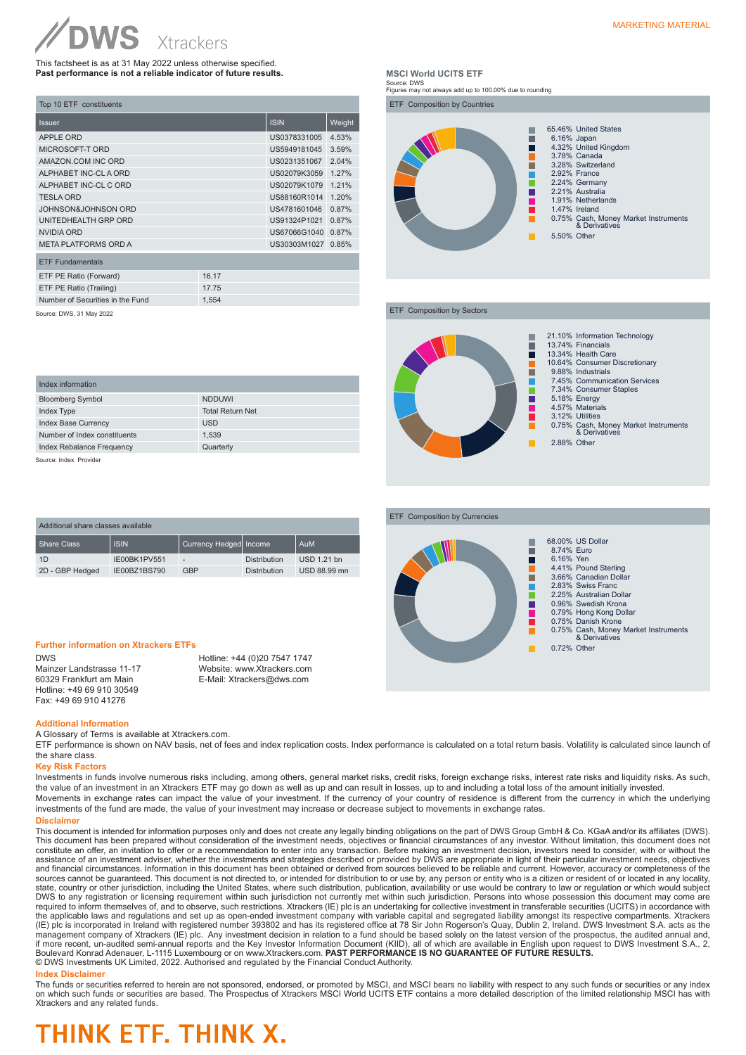DWS Xtrackers

MARKETING MATERIAL

This factsheet is as at 31 May 2022 unless otherwise specified.
**Past performance is not a reliable indicator of future results.**

## MSCI World UCITS ETF

Source: DWS
Figures may not always add up to 100.00% due to rounding

### Top 10 ETF constituents

| Issuer | ISIN | Weight |
|---|---|---|
| APPLE ORD | US0378331005 | 4.53% |
| MICROSOFT-T ORD | US5949181045 | 3.59% |
| AMAZON.COM INC ORD | US0231351067 | 2.04% |
| ALPHABET INC-CL A ORD | US02079K3059 | 1.27% |
| ALPHABET INC-CL C ORD | US02079K1079 | 1.21% |
| TESLA ORD | US88160R1014 | 1.20% |
| JOHNSON&JOHNSON ORD | US4781601046 | 0.87% |
| UNITEDHEALTH GRP ORD | US91324P1021 | 0.87% |
| NVIDIA ORD | US67066G1040 | 0.87% |
| META PLATFORMS ORD A | US30303M1027 | 0.85% |

### ETF Fundamentals

| | |
|---|---|
| ETF PE Ratio (Forward) | 16.17 |
| ETF PE Ratio (Trailing) | 17.75 |
| Number of Securities in the Fund | 1,554 |

Source: DWS, 31 May 2022

### ETF Composition by Countries

65.46% United States
6.16% Japan
4.32% United Kingdom
3.78% Canada
3.28% Switzerland
2.92% France
2.24% Germany
2.21% Australia
1.91% Netherlands
1.47% Ireland
0.75% Cash, Money Market Instruments & Derivatives
5.50% Other

### ETF Composition by Sectors

21.10% Information Technology
13.74% Financials
13.34% Health Care
10.64% Consumer Discretionary
9.88% Industrials
7.45% Communication Services
7.34% Consumer Staples
5.18% Energy
4.57% Materials
3.12% Utilities
0.75% Cash, Money Market Instruments & Derivatives
2.88% Other

### Index information

| | |
|---|---|
| Bloomberg Symbol | NDDUWI |
| Index Type | Total Return Net |
| Index Base Currency | USD |
| Number of Index constituents | 1,539 |
| Index Rebalance Frequency | Quarterly |

Source: Index Provider

### Additional share classes available

| Share Class | ISIN | Currency Hedged | Income | AuM |
|---|---|---|---|---|
| 1D | IE00BK1PV551 | - | Distribution | USD 1.21 bn |
| 2D - GBP Hedged | IE00BZ1BS790 | GBP | Distribution | USD 88.99 mn |

### ETF Composition by Currencies

68.00% US Dollar
8.74% Euro
6.16% Yen
4.41% Pound Sterling
3.66% Canadian Dollar
2.83% Swiss Franc
2.25% Australian Dollar
0.96% Swedish Krona
0.79% Hong Kong Dollar
0.75% Danish Krone
0.75% Cash, Money Market Instruments & Derivatives
0.72% Other

### Further information on Xtrackers ETFs

DWS
Mainzer Landstrasse 11-17
60329 Frankfurt am Main
Hotline: +49 69 910 30549
Fax: +49 69 910 41276

Hotline: +44 (0)20 7547 1747
Website: www.Xtrackers.com
E-Mail: Xtrackers@dws.com

### Additional Information

A Glossary of Terms is available at Xtrackers.com.
ETF performance is shown on NAV basis, net of fees and index replication costs. Index performance is calculated on a total return basis. Volatility is calculated since launch of the share class.

### Key Risk Factors

Investments in funds involve numerous risks including, among others, general market risks, credit risks, foreign exchange risks, interest rate risks and liquidity risks. As such, the value of an investment in an Xtrackers ETF may go down as well as up and can result in losses, up to and including a total loss of the amount initially invested.
Movements in exchange rates can impact the value of your investment. If the currency of your country of residence is different from the currency in which the underlying investments of the fund are made, the value of your investment may increase or decrease subject to movements in exchange rates.

### Disclaimer

This document is intended for information purposes only and does not create any legally binding obligations on the part of DWS Group GmbH & Co. KGaA and/or its affiliates (DWS). This document has been prepared without consideration of the investment needs, objectives or financial circumstances of any investor. Without limitation, this document does not constitute an offer, an invitation to offer or a recommendation to enter into any transaction. Before making an investment decision, investors need to consider, with or without the assistance of an investment adviser, whether the investments and strategies described or provided by DWS are appropriate in light of their particular investment needs, objectives and financial circumstances. Information in this document has been obtained or derived from sources believed to be reliable and current. However, accuracy or completeness of the sources cannot be guaranteed. This document is not directed to, or intended for distribution to or use by, any person or entity who is a citizen or resident of or located in any locality, state, country or other jurisdiction, including the United States, where such distribution, publication, availability or use would be contrary to law or regulation or which would subject DWS to any registration or licensing requirement within such jurisdiction not currently met within such jurisdiction. Persons into whose possession this document may come are required to inform themselves of, and to observe, such restrictions. Xtrackers (IE) plc is an undertaking for collective investment in transferable securities (UCITS) in accordance with the applicable laws and regulations and set up as open-ended investment company with variable capital and segregated liability amongst its respective compartments. Xtrackers (IE) plc is incorporated in Ireland with registered number 393802 and has its registered office at 78 Sir John Rogerson's Quay, Dublin 2, Ireland. DWS Investment S.A. acts as the management company of Xtrackers (IE) plc. Any investment decision in relation to a fund should be based solely on the latest version of the prospectus, the audited annual and, if more recent, un-audited semi-annual reports and the Key Investor Information Document (KIID), all of which are available in English upon request to DWS Investment S.A., 2, Boulevard Konrad Adenauer, L-1115 Luxembourg or on www.Xtrackers.com. **PAST PERFORMANCE IS NO GUARANTEE OF FUTURE RESULTS.**
© DWS Investments UK Limited, 2022. Authorised and regulated by the Financial Conduct Authority.

### Index Disclaimer

The funds or securities referred to herein are not sponsored, endorsed, or promoted by MSCI, and MSCI bears no liability with respect to any such funds or securities or any index on which such funds or securities are based. The Prospectus of Xtrackers MSCI World UCITS ETF contains a more detailed description of the limited relationship MSCI has with Xtrackers and any related funds.

# THINK ETF. THINK X.